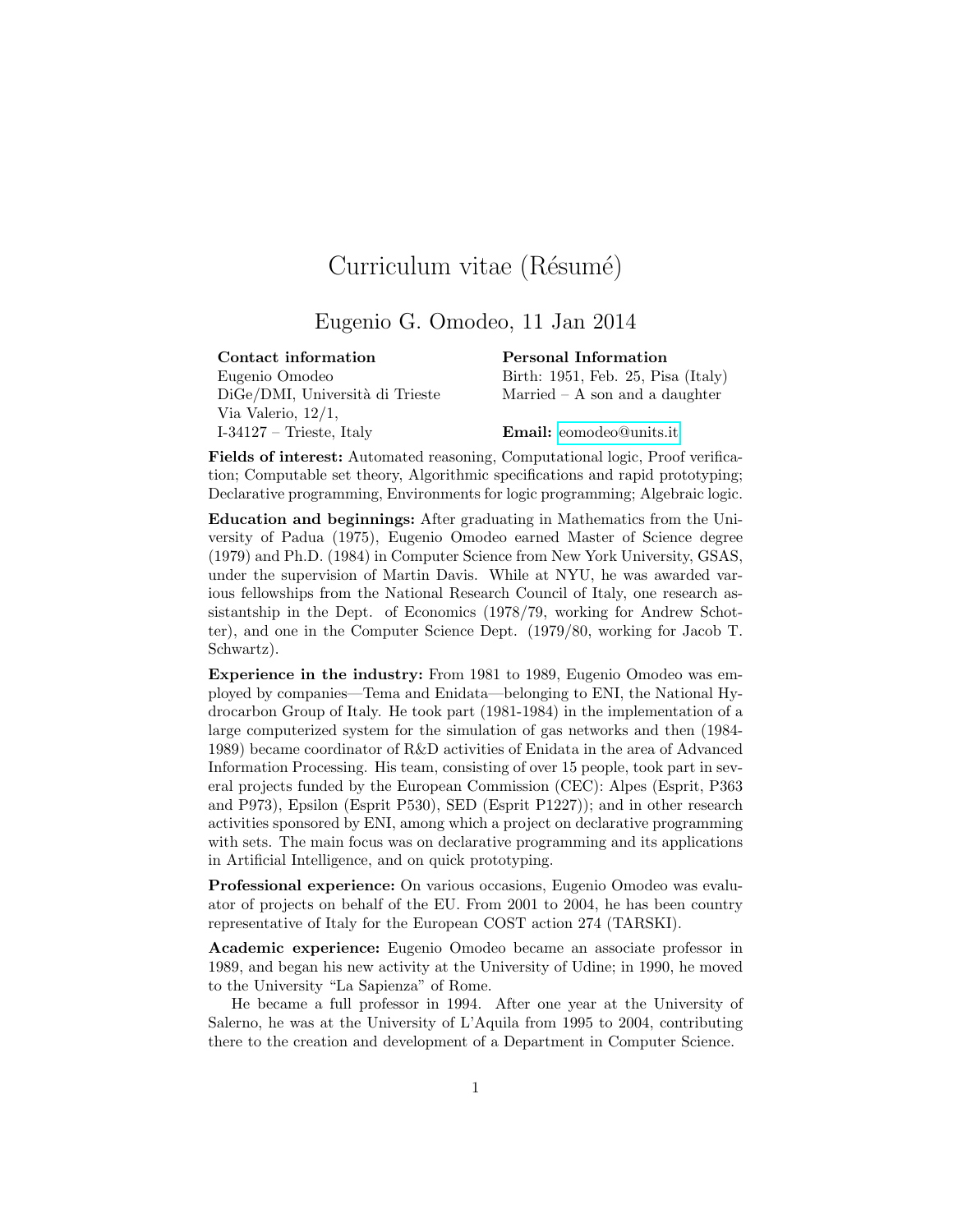# Curriculum vitae (Résumé)

## Eugenio G. Omodeo, 11 Jan 2014

**Contact information**
Eugenio Omodeo
DiGe/DMI, Università di Trieste
Via Valerio, 12/1,
I-34127 – Trieste, Italy

**Personal Information**
Birth: 1951, Feb. 25, Pisa (Italy)
Married – A son and a daughter

**Email:** eomodeo@units.it

**Fields of interest:** Automated reasoning, Computational logic, Proof verification; Computable set theory, Algorithmic specifications and rapid prototyping; Declarative programming, Environments for logic programming; Algebraic logic.

**Education and beginnings:** After graduating in Mathematics from the University of Padua (1975), Eugenio Omodeo earned Master of Science degree (1979) and Ph.D. (1984) in Computer Science from New York University, GSAS, under the supervision of Martin Davis. While at NYU, he was awarded various fellowships from the National Research Council of Italy, one research assistantship in the Dept. of Economics (1978/79, working for Andrew Schotter), and one in the Computer Science Dept. (1979/80, working for Jacob T. Schwartz).

**Experience in the industry:** From 1981 to 1989, Eugenio Omodeo was employed by companies—Tema and Enidata—belonging to ENI, the National Hydrocarbon Group of Italy. He took part (1981-1984) in the implementation of a large computerized system for the simulation of gas networks and then (1984-1989) became coordinator of R&D activities of Enidata in the area of Advanced Information Processing. His team, consisting of over 15 people, took part in several projects funded by the European Commission (CEC): Alpes (Esprit, P363 and P973), Epsilon (Esprit P530), SED (Esprit P1227)); and in other research activities sponsored by ENI, among which a project on declarative programming with sets. The main focus was on declarative programming and its applications in Artificial Intelligence, and on quick prototyping.

**Professional experience:** On various occasions, Eugenio Omodeo was evaluator of projects on behalf of the EU. From 2001 to 2004, he has been country representative of Italy for the European COST action 274 (TARSKI).

**Academic experience:** Eugenio Omodeo became an associate professor in 1989, and began his new activity at the University of Udine; in 1990, he moved to the University "La Sapienza" of Rome.

He became a full professor in 1994. After one year at the University of Salerno, he was at the University of L'Aquila from 1995 to 2004, contributing there to the creation and development of a Department in Computer Science.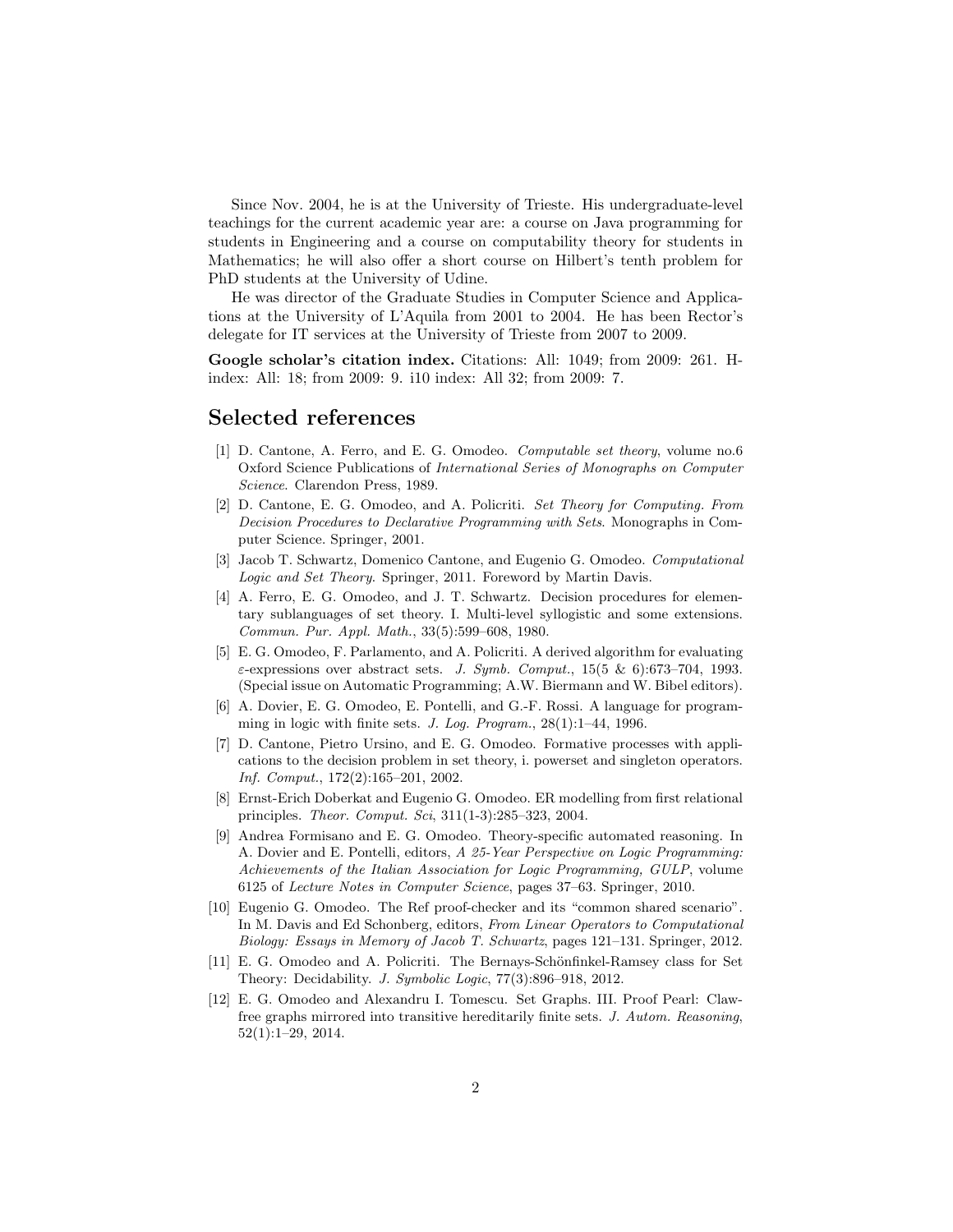Since Nov. 2004, he is at the University of Trieste. His undergraduate-level teachings for the current academic year are: a course on Java programming for students in Engineering and a course on computability theory for students in Mathematics; he will also offer a short course on Hilbert's tenth problem for PhD students at the University of Udine.

He was director of the Graduate Studies in Computer Science and Applications at the University of L'Aquila from 2001 to 2004. He has been Rector's delegate for IT services at the University of Trieste from 2007 to 2009.

**Google scholar's citation index.** Citations: All: 1049; from 2009: 261. H-index: All: 18; from 2009: 9. i10 index: All 32; from 2009: 7.

## Selected references

[1] D. Cantone, A. Ferro, and E. G. Omodeo. *Computable set theory*, volume no.6 Oxford Science Publications of *International Series of Monographs on Computer Science*. Clarendon Press, 1989.

[2] D. Cantone, E. G. Omodeo, and A. Policriti. *Set Theory for Computing. From Decision Procedures to Declarative Programming with Sets*. Monographs in Computer Science. Springer, 2001.

[3] Jacob T. Schwartz, Domenico Cantone, and Eugenio G. Omodeo. *Computational Logic and Set Theory*. Springer, 2011. Foreword by Martin Davis.

[4] A. Ferro, E. G. Omodeo, and J. T. Schwartz. Decision procedures for elementary sublanguages of set theory. I. Multi-level syllogistic and some extensions. *Commun. Pur. Appl. Math.*, 33(5):599–608, 1980.

[5] E. G. Omodeo, F. Parlamento, and A. Policriti. A derived algorithm for evaluating $\varepsilon$-expressions over abstract sets. *J. Symb. Comput.*, 15(5 & 6):673–704, 1993. (Special issue on Automatic Programming; A.W. Biermann and W. Bibel editors).

[6] A. Dovier, E. G. Omodeo, E. Pontelli, and G.-F. Rossi. A language for programming in logic with finite sets. *J. Log. Program.*, 28(1):1–44, 1996.

[7] D. Cantone, Pietro Ursino, and E. G. Omodeo. Formative processes with applications to the decision problem in set theory, i. powerset and singleton operators. *Inf. Comput.*, 172(2):165–201, 2002.

[8] Ernst-Erich Doberkat and Eugenio G. Omodeo. ER modelling from first relational principles. *Theor. Comput. Sci*, 311(1-3):285–323, 2004.

[9] Andrea Formisano and E. G. Omodeo. Theory-specific automated reasoning. In A. Dovier and E. Pontelli, editors, *A 25-Year Perspective on Logic Programming: Achievements of the Italian Association for Logic Programming, GULP*, volume 6125 of *Lecture Notes in Computer Science*, pages 37–63. Springer, 2010.

[10] Eugenio G. Omodeo. The Ref proof-checker and its "common shared scenario". In M. Davis and Ed Schonberg, editors, *From Linear Operators to Computational Biology: Essays in Memory of Jacob T. Schwartz*, pages 121–131. Springer, 2012.

[11] E. G. Omodeo and A. Policriti. The Bernays-Schönfinkel-Ramsey class for Set Theory: Decidability. *J. Symbolic Logic*, 77(3):896–918, 2012.

[12] E. G. Omodeo and Alexandru I. Tomescu. Set Graphs. III. Proof Pearl: Claw-free graphs mirrored into transitive hereditarily finite sets. *J. Autom. Reasoning*, 52(1):1–29, 2014.